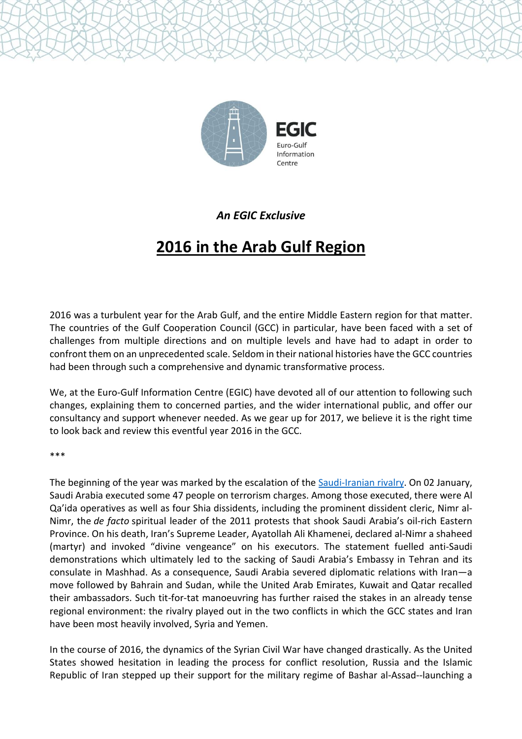*An EGIC Exclusive*

# 2016 in the Arab Gulf Region

2016 was a turbulent year for the Arab Gulf, and the entire Middle Eastern region for that matter. The countries of the Gulf Cooperation Council (GCC) in particular, have been faced with a set of challenges from multiple directions and on multiple levels and have had to adapt in order to confront them on an unprecedented scale. Seldom in their national histories have the GCC countries had been through such a comprehensive and dynamic transformative process.

We, at the Euro-Gulf Information Centre (EGIC) have devoted all of our attention to following such changes, explaining them to concerned parties, and the wider international public, and offer our consultancy and support whenever needed. As we gear up for 2017, we believe it is the right time to look back and review this eventful year 2016 in the GCC.

***

The beginning of the year was marked by the escalation of the Saudi-Iranian rivalry. On 02 January, Saudi Arabia executed some 47 people on terrorism charges. Among those executed, there were Al Qa'ida operatives as well as four Shia dissidents, including the prominent dissident cleric, Nimr al-Nimr, the *de facto* spiritual leader of the 2011 protests that shook Saudi Arabia's oil-rich Eastern Province. On his death, Iran's Supreme Leader, Ayatollah Ali Khamenei, declared al-Nimr a shaheed (martyr) and invoked "divine vengeance" on his executors. The statement fuelled anti-Saudi demonstrations which ultimately led to the sacking of Saudi Arabia's Embassy in Tehran and its consulate in Mashhad. As a consequence, Saudi Arabia severed diplomatic relations with Iran—a move followed by Bahrain and Sudan, while the United Arab Emirates, Kuwait and Qatar recalled their ambassadors. Such tit-for-tat manoeuvring has further raised the stakes in an already tense regional environment: the rivalry played out in the two conflicts in which the GCC states and Iran have been most heavily involved, Syria and Yemen.

In the course of 2016, the dynamics of the Syrian Civil War have changed drastically. As the United States showed hesitation in leading the process for conflict resolution, Russia and the Islamic Republic of Iran stepped up their support for the military regime of Bashar al-Assad--launching a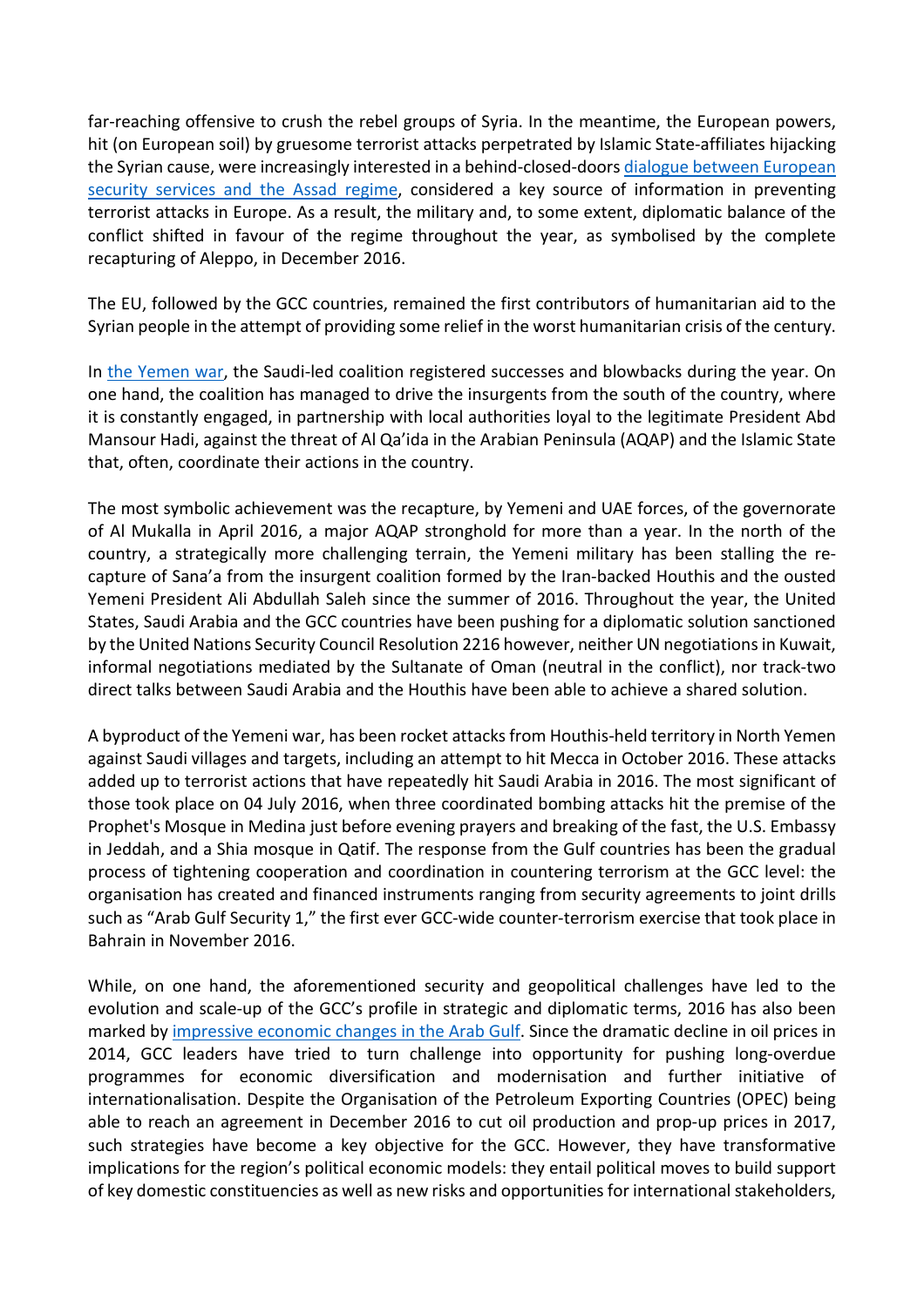far-reaching offensive to crush the rebel groups of Syria. In the meantime, the European powers, hit (on European soil) by gruesome terrorist attacks perpetrated by Islamic State-affiliates hijacking the Syrian cause, were increasingly interested in a behind-closed-doors [dialogue between European security services and the Assad regime](), considered a key source of information in preventing terrorist attacks in Europe. As a result, the military and, to some extent, diplomatic balance of the conflict shifted in favour of the regime throughout the year, as symbolised by the complete recapturing of Aleppo, in December 2016.

The EU, followed by the GCC countries, remained the first contributors of humanitarian aid to the Syrian people in the attempt of providing some relief in the worst humanitarian crisis of the century.

In [the Yemen war](), the Saudi-led coalition registered successes and blowbacks during the year. On one hand, the coalition has managed to drive the insurgents from the south of the country, where it is constantly engaged, in partnership with local authorities loyal to the legitimate President Abd Mansour Hadi, against the threat of Al Qa'ida in the Arabian Peninsula (AQAP) and the Islamic State that, often, coordinate their actions in the country.

The most symbolic achievement was the recapture, by Yemeni and UAE forces, of the governorate of Al Mukalla in April 2016, a major AQAP stronghold for more than a year. In the north of the country, a strategically more challenging terrain, the Yemeni military has been stalling the re-capture of Sana'a from the insurgent coalition formed by the Iran-backed Houthis and the ousted Yemeni President Ali Abdullah Saleh since the summer of 2016. Throughout the year, the United States, Saudi Arabia and the GCC countries have been pushing for a diplomatic solution sanctioned by the United Nations Security Council Resolution 2216 however, neither UN negotiations in Kuwait, informal negotiations mediated by the Sultanate of Oman (neutral in the conflict), nor track-two direct talks between Saudi Arabia and the Houthis have been able to achieve a shared solution.

A byproduct of the Yemeni war, has been rocket attacks from Houthis-held territory in North Yemen against Saudi villages and targets, including an attempt to hit Mecca in October 2016. These attacks added up to terrorist actions that have repeatedly hit Saudi Arabia in 2016. The most significant of those took place on 04 July 2016, when three coordinated bombing attacks hit the premise of the Prophet's Mosque in Medina just before evening prayers and breaking of the fast, the U.S. Embassy in Jeddah, and a Shia mosque in Qatif. The response from the Gulf countries has been the gradual process of tightening cooperation and coordination in countering terrorism at the GCC level: the organisation has created and financed instruments ranging from security agreements to joint drills such as "Arab Gulf Security 1," the first ever GCC-wide counter-terrorism exercise that took place in Bahrain in November 2016.

While, on one hand, the aforementioned security and geopolitical challenges have led to the evolution and scale-up of the GCC's profile in strategic and diplomatic terms, 2016 has also been marked by [impressive economic changes in the Arab Gulf](). Since the dramatic decline in oil prices in 2014, GCC leaders have tried to turn challenge into opportunity for pushing long-overdue programmes for economic diversification and modernisation and further initiative of internationalisation. Despite the Organisation of the Petroleum Exporting Countries (OPEC) being able to reach an agreement in December 2016 to cut oil production and prop-up prices in 2017, such strategies have become a key objective for the GCC. However, they have transformative implications for the region's political economic models: they entail political moves to build support of key domestic constituencies as well as new risks and opportunities for international stakeholders,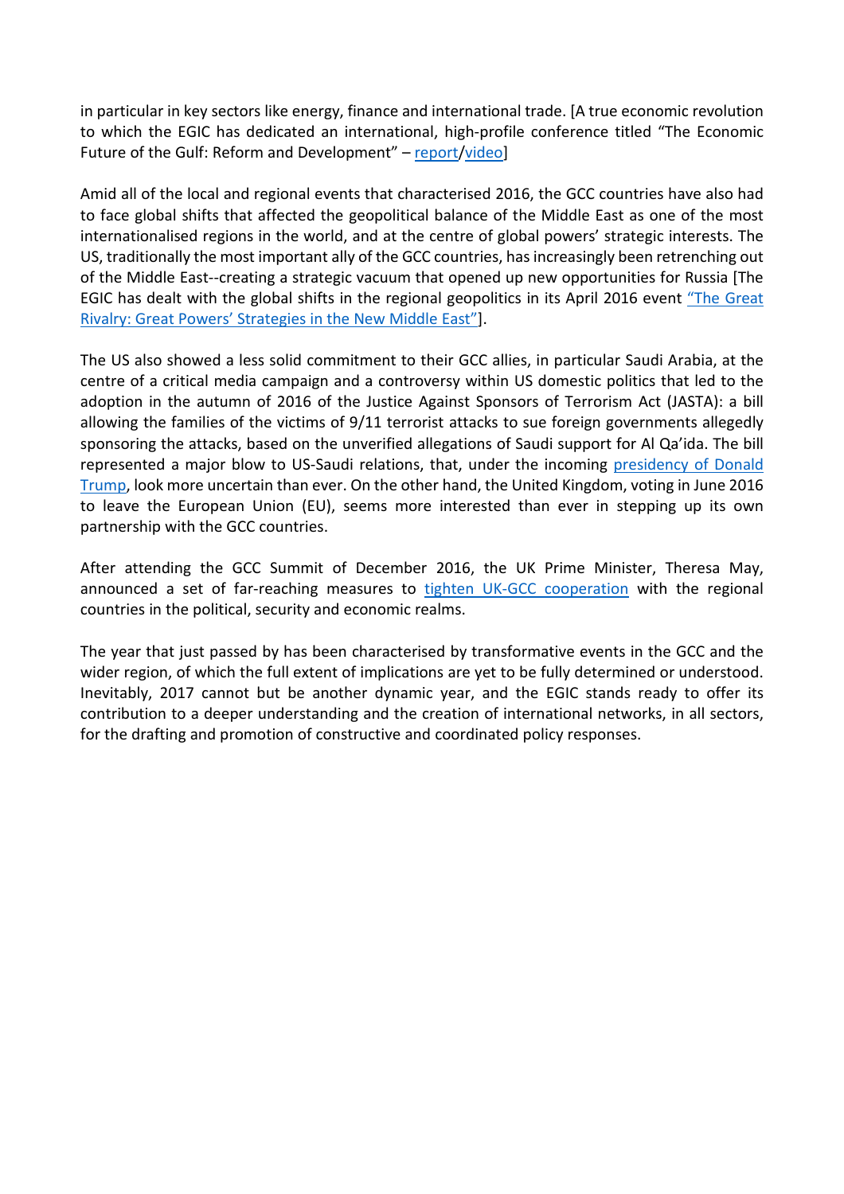in particular in key sectors like energy, finance and international trade. [A true economic revolution to which the EGIC has dedicated an international, high-profile conference titled "The Economic Future of the Gulf: Reform and Development" – report/video]

Amid all of the local and regional events that characterised 2016, the GCC countries have also had to face global shifts that affected the geopolitical balance of the Middle East as one of the most internationalised regions in the world, and at the centre of global powers' strategic interests. The US, traditionally the most important ally of the GCC countries, has increasingly been retrenching out of the Middle East--creating a strategic vacuum that opened up new opportunities for Russia [The EGIC has dealt with the global shifts in the regional geopolitics in its April 2016 event "The Great Rivalry: Great Powers' Strategies in the New Middle East"].

The US also showed a less solid commitment to their GCC allies, in particular Saudi Arabia, at the centre of a critical media campaign and a controversy within US domestic politics that led to the adoption in the autumn of 2016 of the Justice Against Sponsors of Terrorism Act (JASTA): a bill allowing the families of the victims of 9/11 terrorist attacks to sue foreign governments allegedly sponsoring the attacks, based on the unverified allegations of Saudi support for Al Qa'ida. The bill represented a major blow to US-Saudi relations, that, under the incoming presidency of Donald Trump, look more uncertain than ever. On the other hand, the United Kingdom, voting in June 2016 to leave the European Union (EU), seems more interested than ever in stepping up its own partnership with the GCC countries.

After attending the GCC Summit of December 2016, the UK Prime Minister, Theresa May, announced a set of far-reaching measures to tighten UK-GCC cooperation with the regional countries in the political, security and economic realms.

The year that just passed by has been characterised by transformative events in the GCC and the wider region, of which the full extent of implications are yet to be fully determined or understood. Inevitably, 2017 cannot but be another dynamic year, and the EGIC stands ready to offer its contribution to a deeper understanding and the creation of international networks, in all sectors, for the drafting and promotion of constructive and coordinated policy responses.